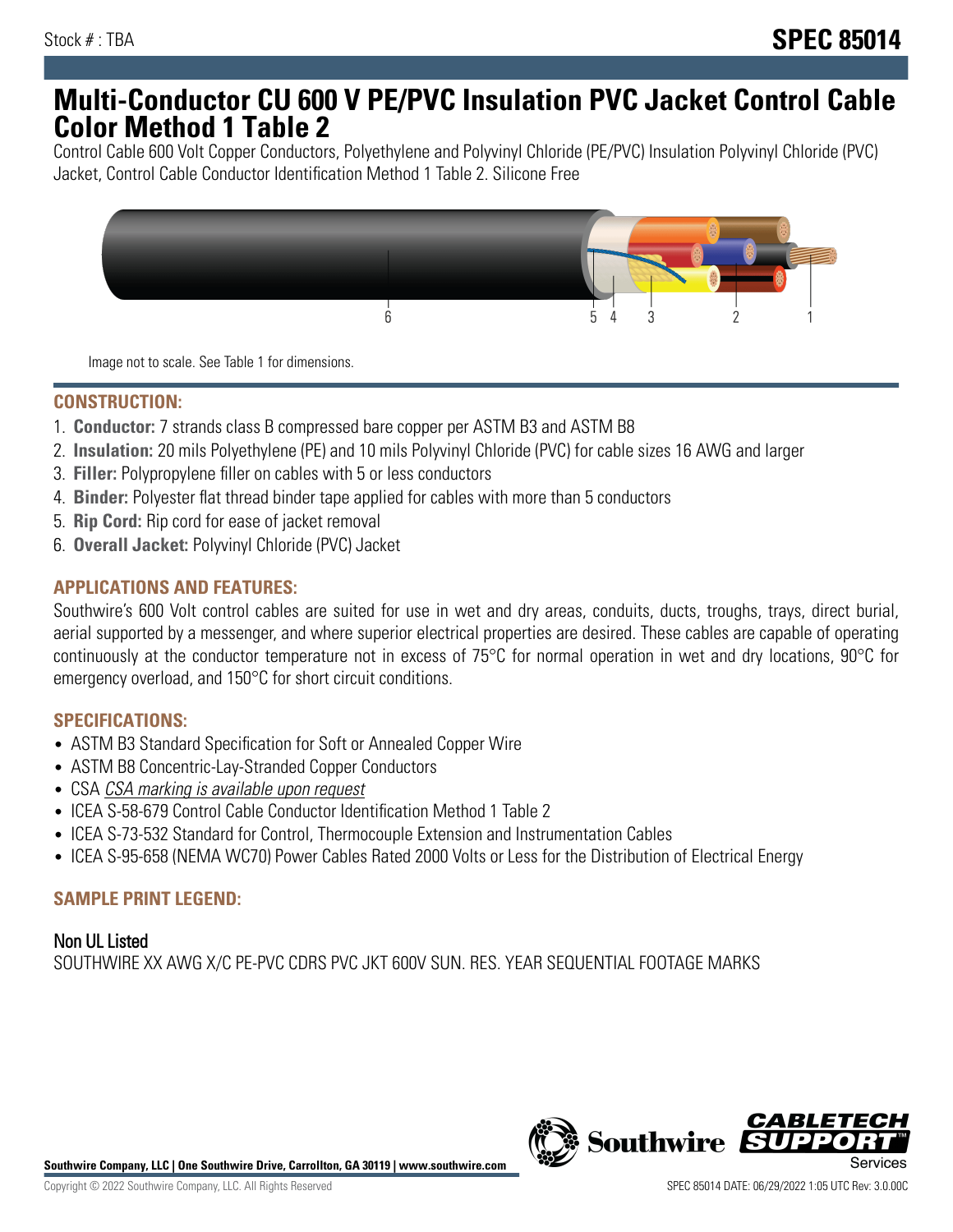Stock # : TBA

# SPEC 85014

# Multi-Conductor CU 600 V PE/PVC Insulation PVC Jacket Control Cable Color Method 1 Table 2

Control Cable 600 Volt Copper Conductors, Polyethylene and Polyvinyl Chloride (PE/PVC) Insulation Polyvinyl Chloride (PVC) Jacket, Control Cable Conductor Identification Method 1 Table 2. Silicone Free

Image not to scale. See Table 1 for dimensions.

## CONSTRUCTION:

1. **Conductor:** 7 strands class B compressed bare copper per ASTM B3 and ASTM B8
2. **Insulation:** 20 mils Polyethylene (PE) and 10 mils Polyvinyl Chloride (PVC) for cable sizes 16 AWG and larger
3. **Filler:** Polypropylene filler on cables with 5 or less conductors
4. **Binder:** Polyester flat thread binder tape applied for cables with more than 5 conductors
5. **Rip Cord:** Rip cord for ease of jacket removal
6. **Overall Jacket:** Polyvinyl Chloride (PVC) Jacket

## APPLICATIONS AND FEATURES:

Southwire's 600 Volt control cables are suited for use in wet and dry areas, conduits, ducts, troughs, trays, direct burial, aerial supported by a messenger, and where superior electrical properties are desired. These cables are capable of operating continuously at the conductor temperature not in excess of 75°C for normal operation in wet and dry locations, 90°C for emergency overload, and 150°C for short circuit conditions.

## SPECIFICATIONS:

- ASTM B3 Standard Specification for Soft or Annealed Copper Wire
- ASTM B8 Concentric-Lay-Stranded Copper Conductors
- CSA *CSA marking is available upon request*
- ICEA S-58-679 Control Cable Conductor Identification Method 1 Table 2
- ICEA S-73-532 Standard for Control, Thermocouple Extension and Instrumentation Cables
- ICEA S-95-658 (NEMA WC70) Power Cables Rated 2000 Volts or Less for the Distribution of Electrical Energy

## SAMPLE PRINT LEGEND:

### Non UL Listed

SOUTHWIRE XX AWG X/C PE-PVC CDRS PVC JKT 600V SUN. RES. YEAR SEQUENTIAL FOOTAGE MARKS

**Southwire Company, LLC | One Southwire Drive, Carrollton, GA 30119 | www.southwire.com**

Copyright © 2022 Southwire Company, LLC. All Rights Reserved

SPEC 85014 DATE: 06/29/2022 1:05 UTC Rev: 3.0.00C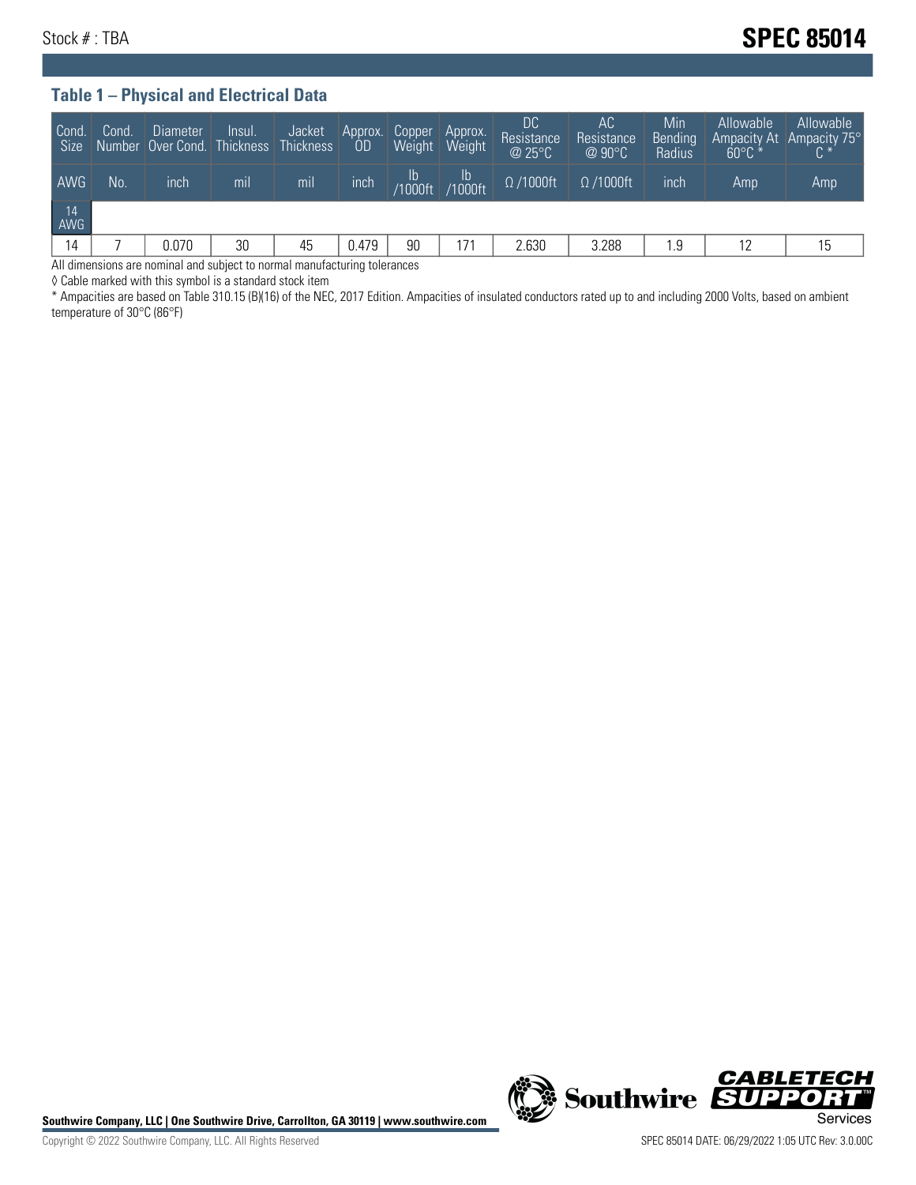Stock # : TBA

# SPEC 85014

### Table 1 – Physical and Electrical Data

| Cond. Size | Cond. Number | Diameter Over Cond. | Insul. Thickness | Jacket Thickness | Approx. OD | Copper Weight | Approx. Weight | DC Resistance @ 25°C | AC Resistance @ 90°C | Min Bending Radius | Allowable Ampacity At 60°C * | Allowable Ampacity 75° C * |
|---|---|---|---|---|---|---|---|---|---|---|---|---|
| AWG | No. | inch | mil | mil | inch | lb /1000ft | lb /1000ft | Ω /1000ft | Ω /1000ft | inch | Amp | Amp |
| 14 AWG | | | | | | | | | | | | |
| 14 | 7 | 0.070 | 30 | 45 | 0.479 | 90 | 171 | 2.630 | 3.288 | 1.9 | 12 | 15 |

All dimensions are nominal and subject to normal manufacturing tolerances

◊ Cable marked with this symbol is a standard stock item

* Ampacities are based on Table 310.15 (B)(16) of the NEC, 2017 Edition. Ampacities of insulated conductors rated up to and including 2000 Volts, based on ambient temperature of 30°C (86°F)

**Southwire Company, LLC | One Southwire Drive, Carrollton, GA 30119 | www.southwire.com**

Copyright © 2022 Southwire Company, LLC. All Rights Reserved

SPEC 85014 DATE: 06/29/2022 1:05 UTC Rev: 3.0.00C